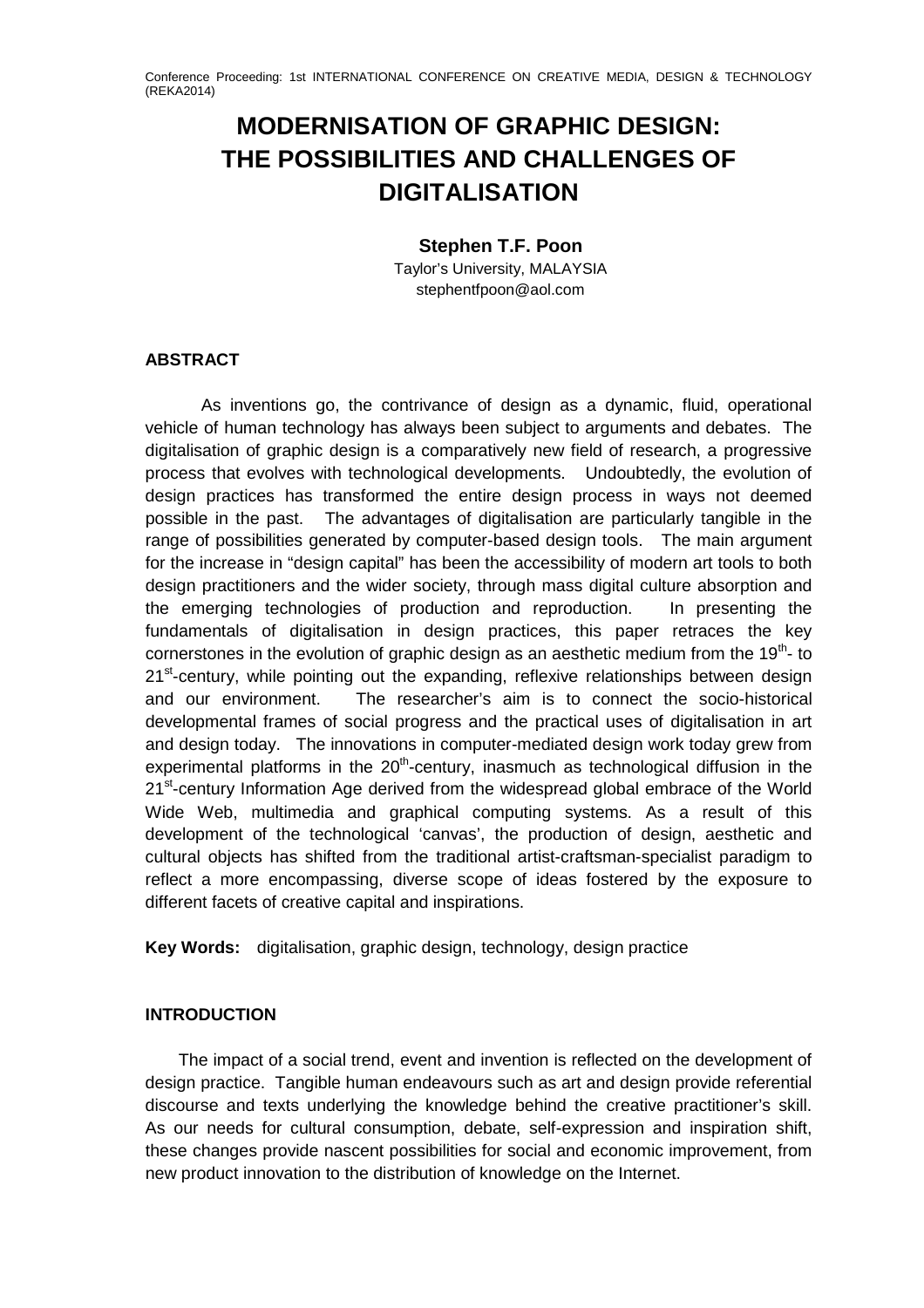Conference Proceeding: 1st INTERNATIONAL CONFERENCE ON CREATIVE MEDIA, DESIGN & TECHNOLOGY (REKA2014)

# MODERNISATION OF GRAPHIC DESIGN: THE POSSIBILITIES AND CHALLENGES OF DIGITALISATION

**Stephen T.F. Poon**

Taylor's University, MALAYSIA
stephentfpoon@aol.com

## ABSTRACT

As inventions go, the contrivance of design as a dynamic, fluid, operational vehicle of human technology has always been subject to arguments and debates. The digitalisation of graphic design is a comparatively new field of research, a progressive process that evolves with technological developments. Undoubtedly, the evolution of design practices has transformed the entire design process in ways not deemed possible in the past. The advantages of digitalisation are particularly tangible in the range of possibilities generated by computer-based design tools. The main argument for the increase in "design capital" has been the accessibility of modern art tools to both design practitioners and the wider society, through mass digital culture absorption and the emerging technologies of production and reproduction. In presenting the fundamentals of digitalisation in design practices, this paper retraces the key cornerstones in the evolution of graphic design as an aesthetic medium from the 19th- to 21st-century, while pointing out the expanding, reflexive relationships between design and our environment. The researcher's aim is to connect the socio-historical developmental frames of social progress and the practical uses of digitalisation in art and design today. The innovations in computer-mediated design work today grew from experimental platforms in the 20th-century, inasmuch as technological diffusion in the 21st-century Information Age derived from the widespread global embrace of the World Wide Web, multimedia and graphical computing systems. As a result of this development of the technological 'canvas', the production of design, aesthetic and cultural objects has shifted from the traditional artist-craftsman-specialist paradigm to reflect a more encompassing, diverse scope of ideas fostered by the exposure to different facets of creative capital and inspirations.

**Key Words:** digitalisation, graphic design, technology, design practice

## INTRODUCTION

The impact of a social trend, event and invention is reflected on the development of design practice. Tangible human endeavours such as art and design provide referential discourse and texts underlying the knowledge behind the creative practitioner's skill. As our needs for cultural consumption, debate, self-expression and inspiration shift, these changes provide nascent possibilities for social and economic improvement, from new product innovation to the distribution of knowledge on the Internet.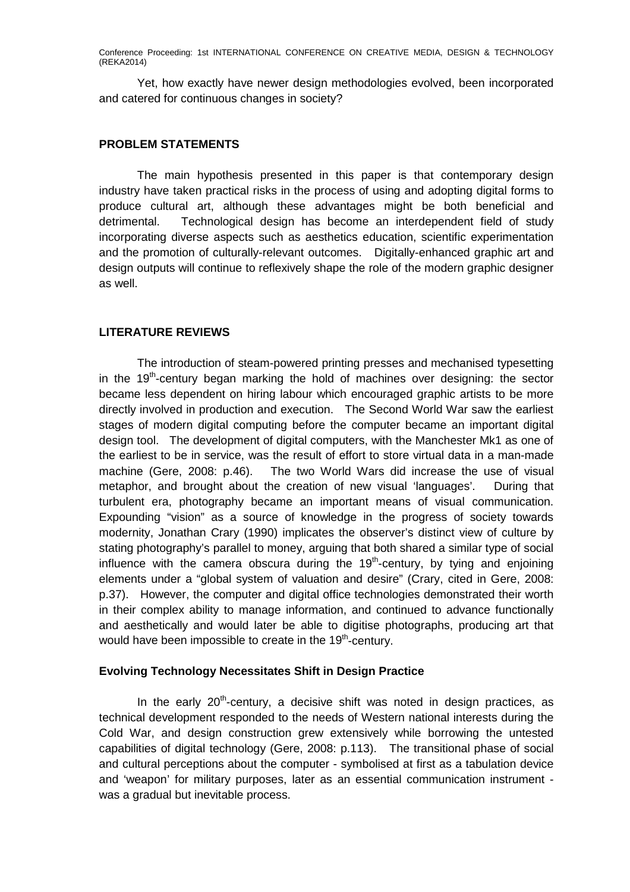Yet, how exactly have newer design methodologies evolved, been incorporated and catered for continuous changes in society?

## PROBLEM STATEMENTS

The main hypothesis presented in this paper is that contemporary design industry have taken practical risks in the process of using and adopting digital forms to produce cultural art, although these advantages might be both beneficial and detrimental. Technological design has become an interdependent field of study incorporating diverse aspects such as aesthetics education, scientific experimentation and the promotion of culturally-relevant outcomes. Digitally-enhanced graphic art and design outputs will continue to reflexively shape the role of the modern graphic designer as well.

## LITERATURE REVIEWS

The introduction of steam-powered printing presses and mechanised typesetting in the 19th-century began marking the hold of machines over designing: the sector became less dependent on hiring labour which encouraged graphic artists to be more directly involved in production and execution. The Second World War saw the earliest stages of modern digital computing before the computer became an important digital design tool. The development of digital computers, with the Manchester Mk1 as one of the earliest to be in service, was the result of effort to store virtual data in a man-made machine (Gere, 2008: p.46). The two World Wars did increase the use of visual metaphor, and brought about the creation of new visual 'languages'. During that turbulent era, photography became an important means of visual communication. Expounding "vision" as a source of knowledge in the progress of society towards modernity, Jonathan Crary (1990) implicates the observer's distinct view of culture by stating photography's parallel to money, arguing that both shared a similar type of social influence with the camera obscura during the 19th-century, by tying and enjoining elements under a "global system of valuation and desire" (Crary, cited in Gere, 2008: p.37). However, the computer and digital office technologies demonstrated their worth in their complex ability to manage information, and continued to advance functionally and aesthetically and would later be able to digitise photographs, producing art that would have been impossible to create in the 19th-century.

### Evolving Technology Necessitates Shift in Design Practice

In the early 20th-century, a decisive shift was noted in design practices, as technical development responded to the needs of Western national interests during the Cold War, and design construction grew extensively while borrowing the untested capabilities of digital technology (Gere, 2008: p.113). The transitional phase of social and cultural perceptions about the computer - symbolised at first as a tabulation device and 'weapon' for military purposes, later as an essential communication instrument - was a gradual but inevitable process.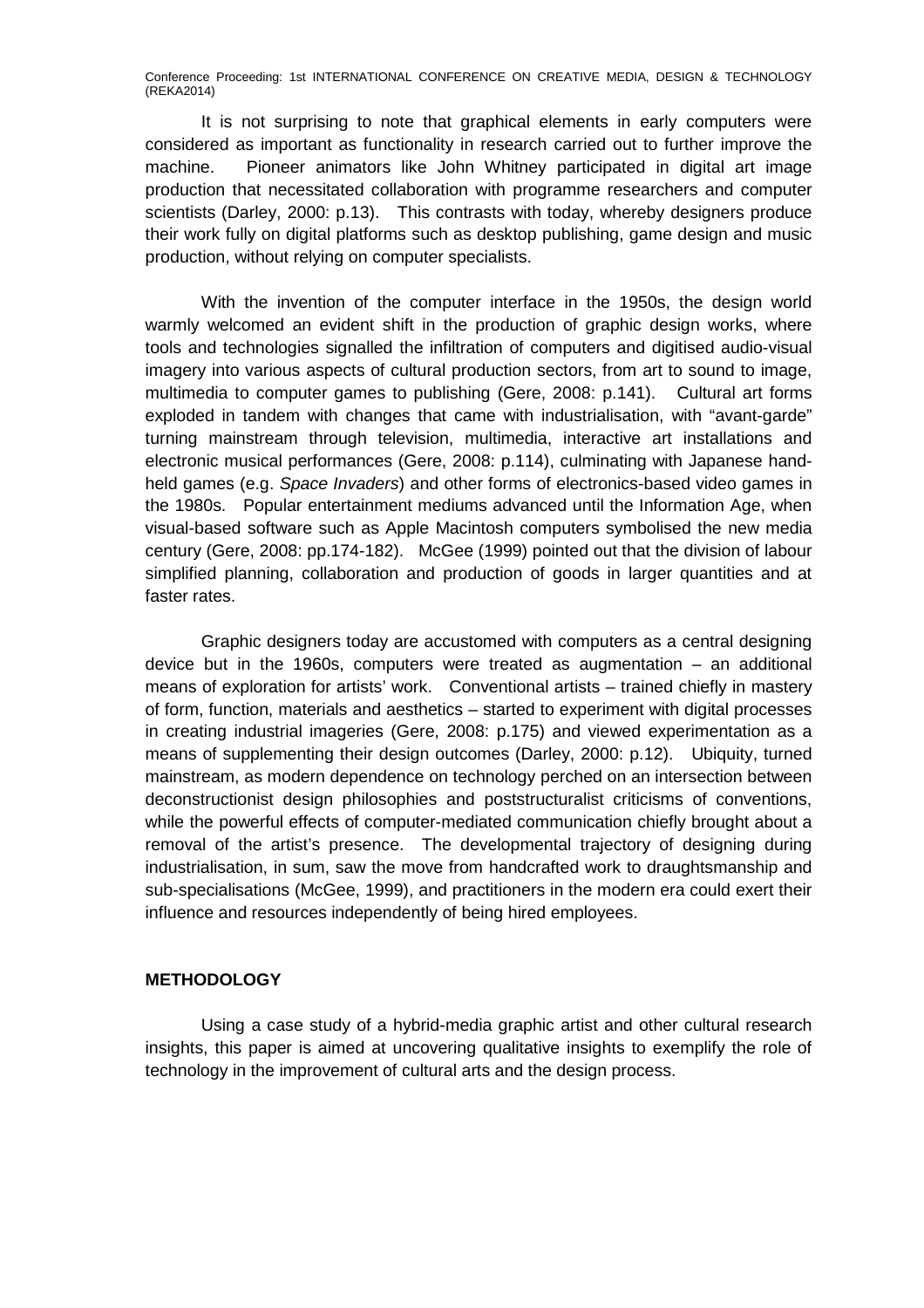It is not surprising to note that graphical elements in early computers were considered as important as functionality in research carried out to further improve the machine. Pioneer animators like John Whitney participated in digital art image production that necessitated collaboration with programme researchers and computer scientists (Darley, 2000: p.13). This contrasts with today, whereby designers produce their work fully on digital platforms such as desktop publishing, game design and music production, without relying on computer specialists.

With the invention of the computer interface in the 1950s, the design world warmly welcomed an evident shift in the production of graphic design works, where tools and technologies signalled the infiltration of computers and digitised audio-visual imagery into various aspects of cultural production sectors, from art to sound to image, multimedia to computer games to publishing (Gere, 2008: p.141). Cultural art forms exploded in tandem with changes that came with industrialisation, with "avant-garde" turning mainstream through television, multimedia, interactive art installations and electronic musical performances (Gere, 2008: p.114), culminating with Japanese hand-held games (e.g. *Space Invaders*) and other forms of electronics-based video games in the 1980s. Popular entertainment mediums advanced until the Information Age, when visual-based software such as Apple Macintosh computers symbolised the new media century (Gere, 2008: pp.174-182). McGee (1999) pointed out that the division of labour simplified planning, collaboration and production of goods in larger quantities and at faster rates.

Graphic designers today are accustomed with computers as a central designing device but in the 1960s, computers were treated as augmentation – an additional means of exploration for artists' work. Conventional artists – trained chiefly in mastery of form, function, materials and aesthetics – started to experiment with digital processes in creating industrial imageries (Gere, 2008: p.175) and viewed experimentation as a means of supplementing their design outcomes (Darley, 2000: p.12). Ubiquity, turned mainstream, as modern dependence on technology perched on an intersection between deconstructionist design philosophies and poststructuralist criticisms of conventions, while the powerful effects of computer-mediated communication chiefly brought about a removal of the artist's presence. The developmental trajectory of designing during industrialisation, in sum, saw the move from handcrafted work to draughtsmanship and sub-specialisations (McGee, 1999), and practitioners in the modern era could exert their influence and resources independently of being hired employees.

## METHODOLOGY

Using a case study of a hybrid-media graphic artist and other cultural research insights, this paper is aimed at uncovering qualitative insights to exemplify the role of technology in the improvement of cultural arts and the design process.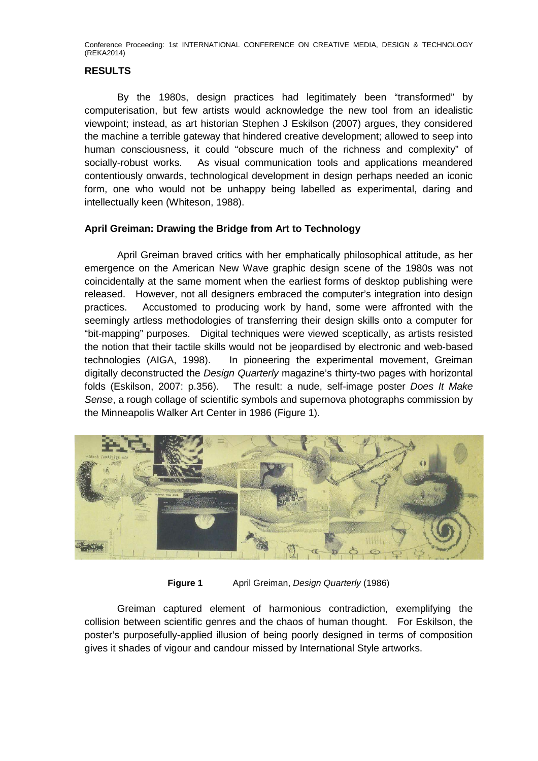## RESULTS

By the 1980s, design practices had legitimately been "transformed" by computerisation, but few artists would acknowledge the new tool from an idealistic viewpoint; instead, as art historian Stephen J Eskilson (2007) argues, they considered the machine a terrible gateway that hindered creative development; allowed to seep into human consciousness, it could "obscure much of the richness and complexity" of socially-robust works. As visual communication tools and applications meandered contentiously onwards, technological development in design perhaps needed an iconic form, one who would not be unhappy being labelled as experimental, daring and intellectually keen (Whiteson, 1988).

### April Greiman: Drawing the Bridge from Art to Technology

April Greiman braved critics with her emphatically philosophical attitude, as her emergence on the American New Wave graphic design scene of the 1980s was not coincidentally at the same moment when the earliest forms of desktop publishing were released. However, not all designers embraced the computer's integration into design practices. Accustomed to producing work by hand, some were affronted with the seemingly artless methodologies of transferring their design skills onto a computer for "bit-mapping" purposes. Digital techniques were viewed sceptically, as artists resisted the notion that their tactile skills would not be jeopardised by electronic and web-based technologies (AIGA, 1998). In pioneering the experimental movement, Greiman digitally deconstructed the *Design Quarterly* magazine's thirty-two pages with horizontal folds (Eskilson, 2007: p.356). The result: a nude, self-image poster *Does It Make Sense*, a rough collage of scientific symbols and supernova photographs commission by the Minneapolis Walker Art Center in 1986 (Figure 1).

**Figure 1** April Greiman, *Design Quarterly* (1986)

Greiman captured element of harmonious contradiction, exemplifying the collision between scientific genres and the chaos of human thought. For Eskilson, the poster's purposefully-applied illusion of being poorly designed in terms of composition gives it shades of vigour and candour missed by International Style artworks.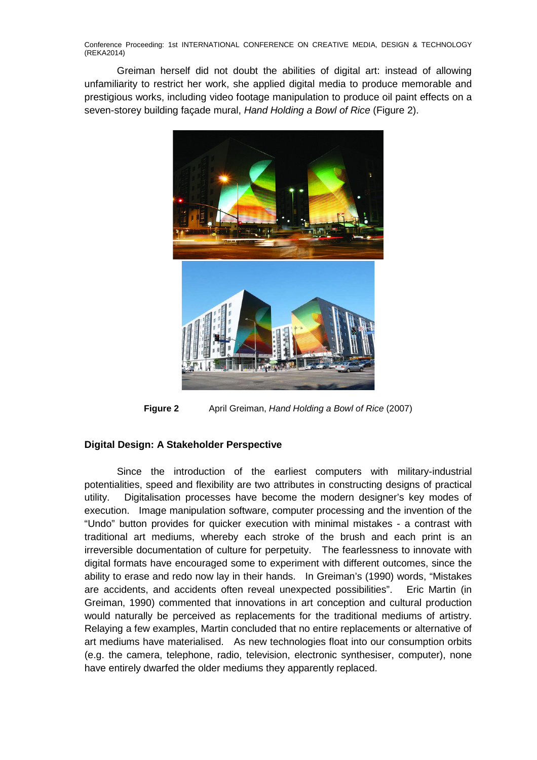Greiman herself did not doubt the abilities of digital art: instead of allowing unfamiliarity to restrict her work, she applied digital media to produce memorable and prestigious works, including video footage manipulation to produce oil paint effects on a seven-storey building façade mural, *Hand Holding a Bowl of Rice* (Figure 2).

**Figure 2** April Greiman, *Hand Holding a Bowl of Rice* (2007)

**Digital Design: A Stakeholder Perspective**

Since the introduction of the earliest computers with military-industrial potentialities, speed and flexibility are two attributes in constructing designs of practical utility. Digitalisation processes have become the modern designer's key modes of execution. Image manipulation software, computer processing and the invention of the "Undo" button provides for quicker execution with minimal mistakes - a contrast with traditional art mediums, whereby each stroke of the brush and each print is an irreversible documentation of culture for perpetuity. The fearlessness to innovate with digital formats have encouraged some to experiment with different outcomes, since the ability to erase and redo now lay in their hands. In Greiman's (1990) words, "Mistakes are accidents, and accidents often reveal unexpected possibilities". Eric Martin (in Greiman, 1990) commented that innovations in art conception and cultural production would naturally be perceived as replacements for the traditional mediums of artistry. Relaying a few examples, Martin concluded that no entire replacements or alternative of art mediums have materialised. As new technologies float into our consumption orbits (e.g. the camera, telephone, radio, television, electronic synthesiser, computer), none have entirely dwarfed the older mediums they apparently replaced.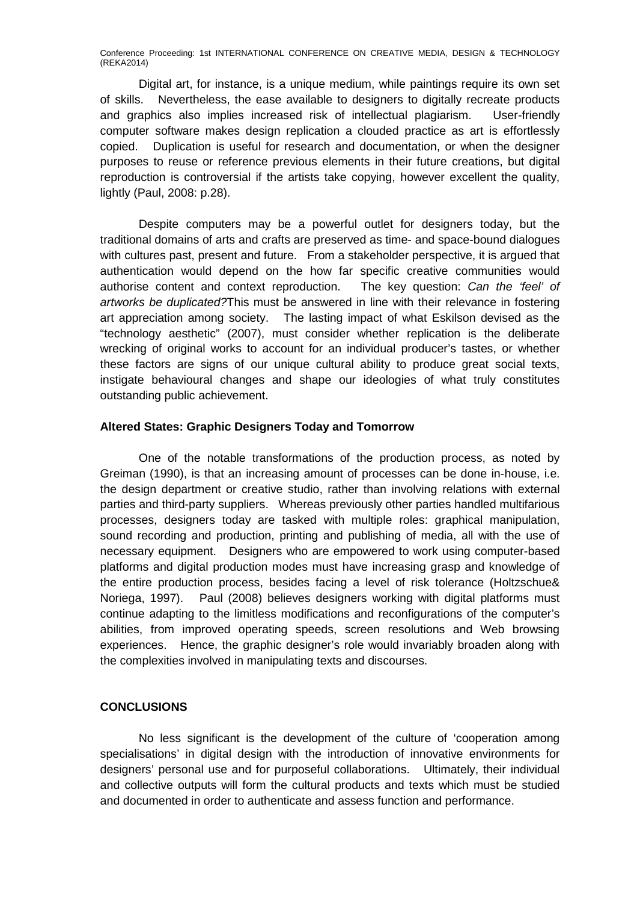Digital art, for instance, is a unique medium, while paintings require its own set of skills. Nevertheless, the ease available to designers to digitally recreate products and graphics also implies increased risk of intellectual plagiarism. User-friendly computer software makes design replication a clouded practice as art is effortlessly copied. Duplication is useful for research and documentation, or when the designer purposes to reuse or reference previous elements in their future creations, but digital reproduction is controversial if the artists take copying, however excellent the quality, lightly (Paul, 2008: p.28).

Despite computers may be a powerful outlet for designers today, but the traditional domains of arts and crafts are preserved as time- and space-bound dialogues with cultures past, present and future. From a stakeholder perspective, it is argued that authentication would depend on the how far specific creative communities would authorise content and context reproduction. The key question: *Can the 'feel' of artworks be duplicated?*This must be answered in line with their relevance in fostering art appreciation among society. The lasting impact of what Eskilson devised as the "technology aesthetic" (2007), must consider whether replication is the deliberate wrecking of original works to account for an individual producer's tastes, or whether these factors are signs of our unique cultural ability to produce great social texts, instigate behavioural changes and shape our ideologies of what truly constitutes outstanding public achievement.

### Altered States: Graphic Designers Today and Tomorrow

One of the notable transformations of the production process, as noted by Greiman (1990), is that an increasing amount of processes can be done in-house, i.e. the design department or creative studio, rather than involving relations with external parties and third-party suppliers. Whereas previously other parties handled multifarious processes, designers today are tasked with multiple roles: graphical manipulation, sound recording and production, printing and publishing of media, all with the use of necessary equipment. Designers who are empowered to work using computer-based platforms and digital production modes must have increasing grasp and knowledge of the entire production process, besides facing a level of risk tolerance (Holtzschue& Noriega, 1997). Paul (2008) believes designers working with digital platforms must continue adapting to the limitless modifications and reconfigurations of the computer's abilities, from improved operating speeds, screen resolutions and Web browsing experiences. Hence, the graphic designer's role would invariably broaden along with the complexities involved in manipulating texts and discourses.

## CONCLUSIONS

No less significant is the development of the culture of 'cooperation among specialisations' in digital design with the introduction of innovative environments for designers' personal use and for purposeful collaborations. Ultimately, their individual and collective outputs will form the cultural products and texts which must be studied and documented in order to authenticate and assess function and performance.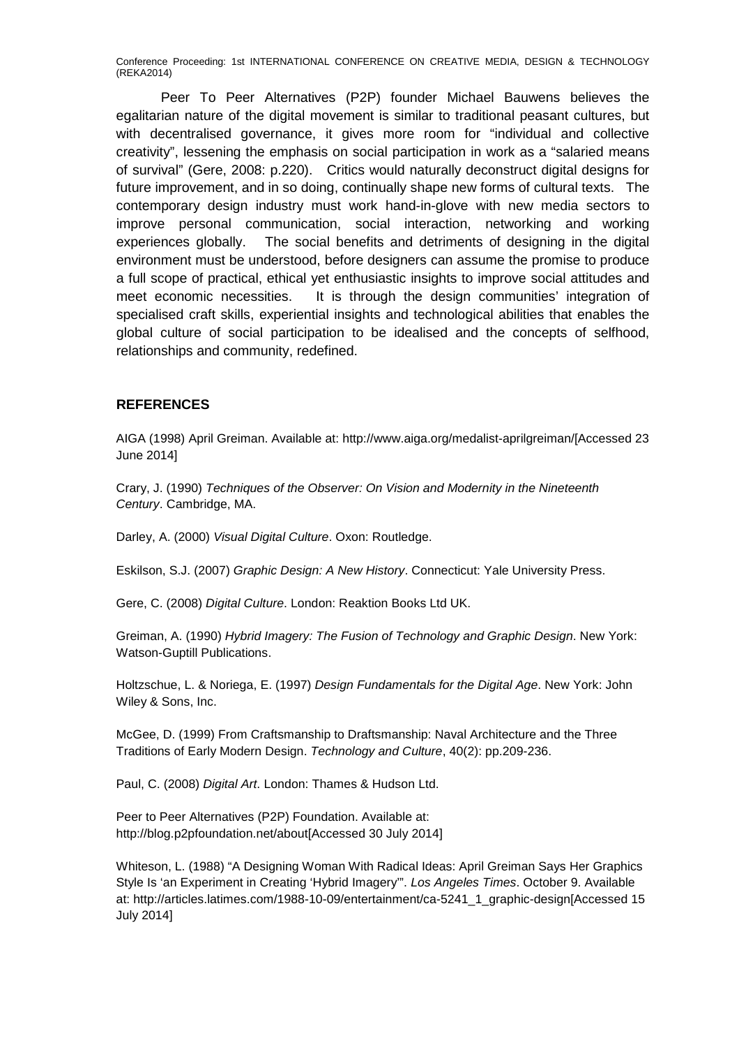Peer To Peer Alternatives (P2P) founder Michael Bauwens believes the egalitarian nature of the digital movement is similar to traditional peasant cultures, but with decentralised governance, it gives more room for "individual and collective creativity", lessening the emphasis on social participation in work as a "salaried means of survival" (Gere, 2008: p.220). Critics would naturally deconstruct digital designs for future improvement, and in so doing, continually shape new forms of cultural texts. The contemporary design industry must work hand-in-glove with new media sectors to improve personal communication, social interaction, networking and working experiences globally. The social benefits and detriments of designing in the digital environment must be understood, before designers can assume the promise to produce a full scope of practical, ethical yet enthusiastic insights to improve social attitudes and meet economic necessities. It is through the design communities' integration of specialised craft skills, experiential insights and technological abilities that enables the global culture of social participation to be idealised and the concepts of selfhood, relationships and community, redefined.

## REFERENCES

AIGA (1998) April Greiman. Available at: http://www.aiga.org/medalist-aprilgreiman/[Accessed 23 June 2014]

Crary, J. (1990) *Techniques of the Observer: On Vision and Modernity in the Nineteenth Century*. Cambridge, MA.

Darley, A. (2000) *Visual Digital Culture*. Oxon: Routledge.

Eskilson, S.J. (2007) *Graphic Design: A New History*. Connecticut: Yale University Press.

Gere, C. (2008) *Digital Culture*. London: Reaktion Books Ltd UK.

Greiman, A. (1990) *Hybrid Imagery: The Fusion of Technology and Graphic Design*. New York: Watson-Guptill Publications.

Holtzschue, L. & Noriega, E. (1997) *Design Fundamentals for the Digital Age*. New York: John Wiley & Sons, Inc.

McGee, D. (1999) From Craftsmanship to Draftsmanship: Naval Architecture and the Three Traditions of Early Modern Design. *Technology and Culture*, 40(2): pp.209-236.

Paul, C. (2008) *Digital Art*. London: Thames & Hudson Ltd.

Peer to Peer Alternatives (P2P) Foundation. Available at: http://blog.p2pfoundation.net/about[Accessed 30 July 2014]

Whiteson, L. (1988) "A Designing Woman With Radical Ideas: April Greiman Says Her Graphics Style Is 'an Experiment in Creating 'Hybrid Imagery'". *Los Angeles Times*. October 9. Available at: http://articles.latimes.com/1988-10-09/entertainment/ca-5241_1_graphic-design[Accessed 15 July 2014]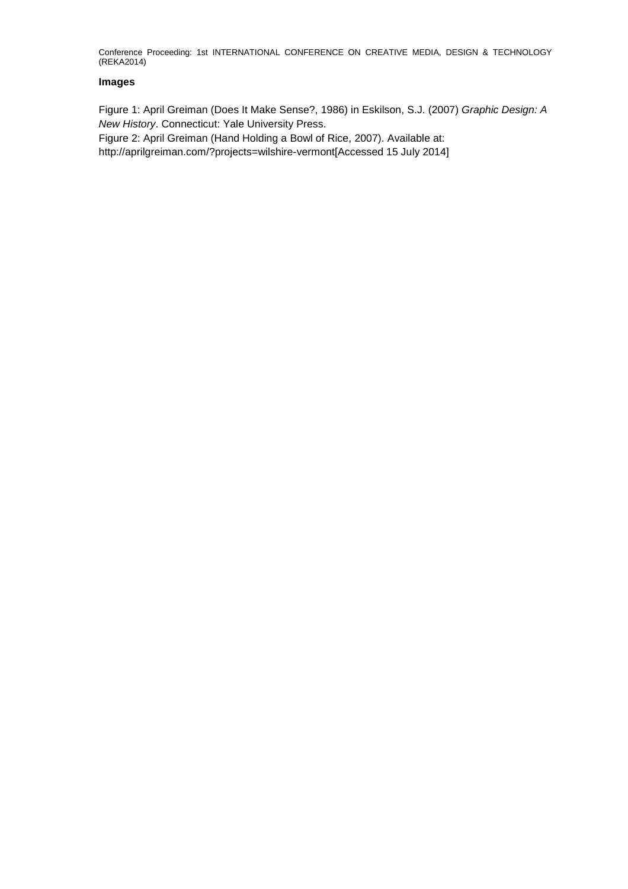### Images

Figure 1: April Greiman (Does It Make Sense?, 1986) in Eskilson, S.J. (2007) *Graphic Design: A New History*. Connecticut: Yale University Press.
Figure 2: April Greiman (Hand Holding a Bowl of Rice, 2007). Available at: http://aprilgreiman.com/?projects=wilshire-vermont[Accessed 15 July 2014]